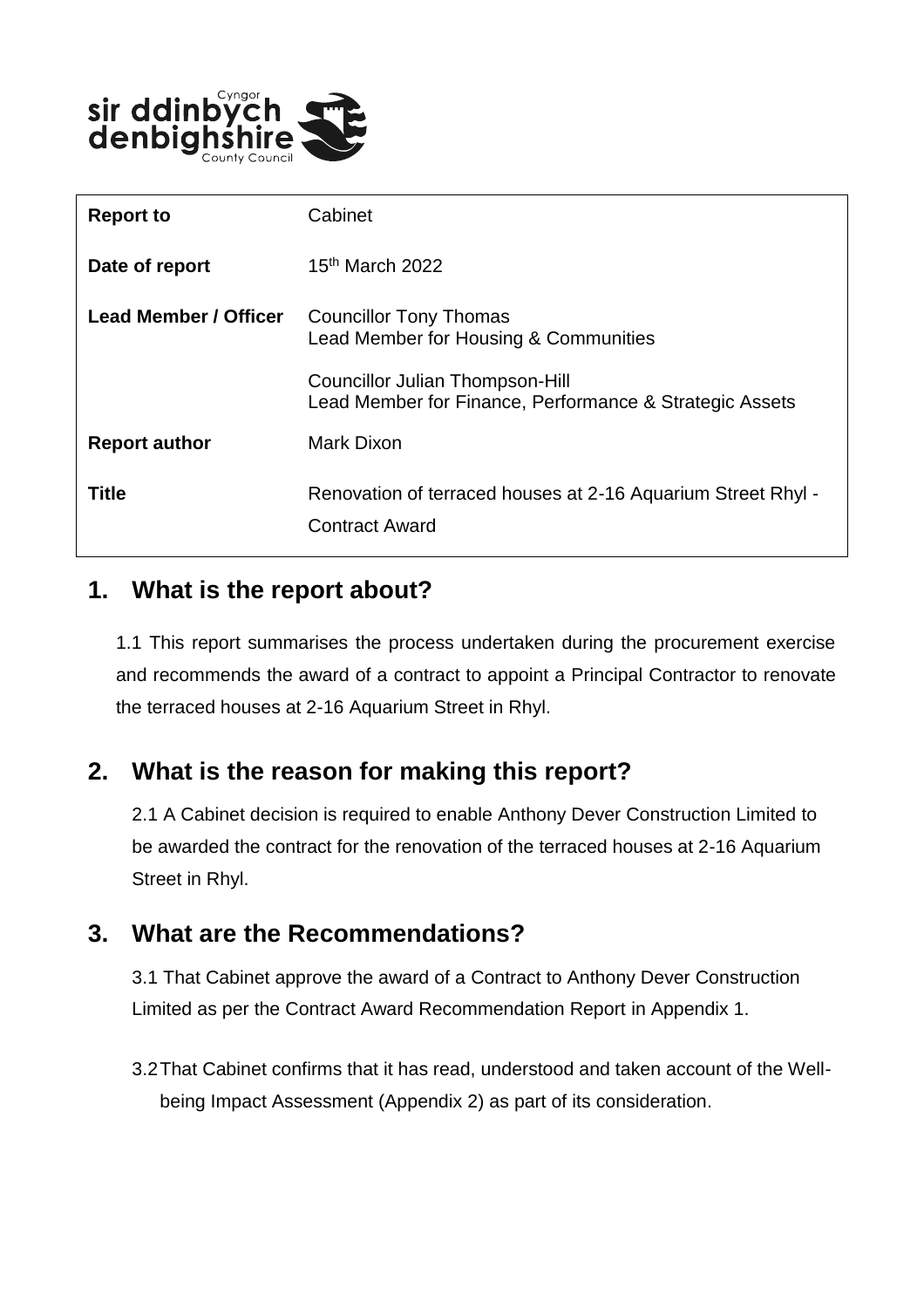| **Report to** | Cabinet |
|---|---|
| **Date of report** | 15th March 2022 |
| **Lead Member / Officer** | Councillor Tony Thomas<br>Lead Member for Housing & Communities<br><br>Councillor Julian Thompson-Hill<br>Lead Member for Finance, Performance & Strategic Assets |
| **Report author** | Mark Dixon |
| **Title** | Renovation of terraced houses at 2-16 Aquarium Street Rhyl - Contract Award |

## 1. What is the report about?

1.1 This report summarises the process undertaken during the procurement exercise and recommends the award of a contract to appoint a Principal Contractor to renovate the terraced houses at 2-16 Aquarium Street in Rhyl.

## 2. What is the reason for making this report?

2.1 A Cabinet decision is required to enable Anthony Dever Construction Limited to be awarded the contract for the renovation of the terraced houses at 2-16 Aquarium Street in Rhyl.

## 3. What are the Recommendations?

3.1 That Cabinet approve the award of a Contract to Anthony Dever Construction Limited as per the Contract Award Recommendation Report in Appendix 1.

3.2 That Cabinet confirms that it has read, understood and taken account of the Well-being Impact Assessment (Appendix 2) as part of its consideration.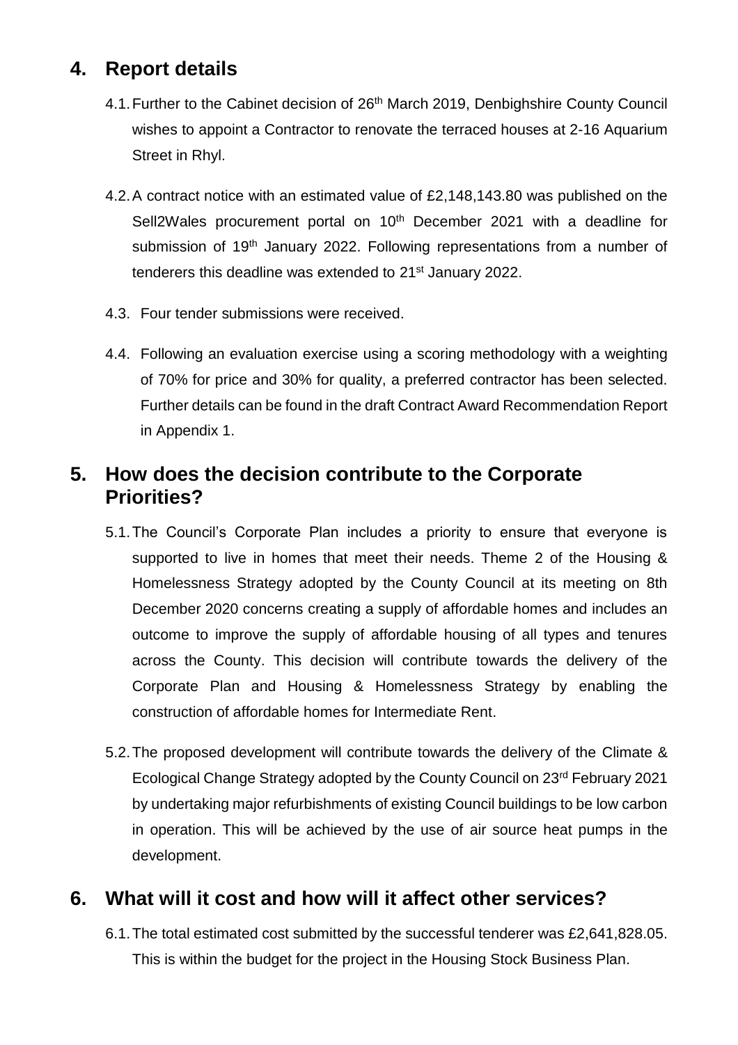## 4. Report details

4.1. Further to the Cabinet decision of 26th March 2019, Denbighshire County Council wishes to appoint a Contractor to renovate the terraced houses at 2-16 Aquarium Street in Rhyl.

4.2. A contract notice with an estimated value of £2,148,143.80 was published on the Sell2Wales procurement portal on 10th December 2021 with a deadline for submission of 19th January 2022. Following representations from a number of tenderers this deadline was extended to 21st January 2022.

4.3. Four tender submissions were received.

4.4. Following an evaluation exercise using a scoring methodology with a weighting of 70% for price and 30% for quality, a preferred contractor has been selected. Further details can be found in the draft Contract Award Recommendation Report in Appendix 1.

## 5. How does the decision contribute to the Corporate Priorities?

5.1. The Council's Corporate Plan includes a priority to ensure that everyone is supported to live in homes that meet their needs. Theme 2 of the Housing & Homelessness Strategy adopted by the County Council at its meeting on 8th December 2020 concerns creating a supply of affordable homes and includes an outcome to improve the supply of affordable housing of all types and tenures across the County. This decision will contribute towards the delivery of the Corporate Plan and Housing & Homelessness Strategy by enabling the construction of affordable homes for Intermediate Rent.

5.2. The proposed development will contribute towards the delivery of the Climate & Ecological Change Strategy adopted by the County Council on 23rd February 2021 by undertaking major refurbishments of existing Council buildings to be low carbon in operation. This will be achieved by the use of air source heat pumps in the development.

## 6. What will it cost and how will it affect other services?

6.1. The total estimated cost submitted by the successful tenderer was £2,641,828.05. This is within the budget for the project in the Housing Stock Business Plan.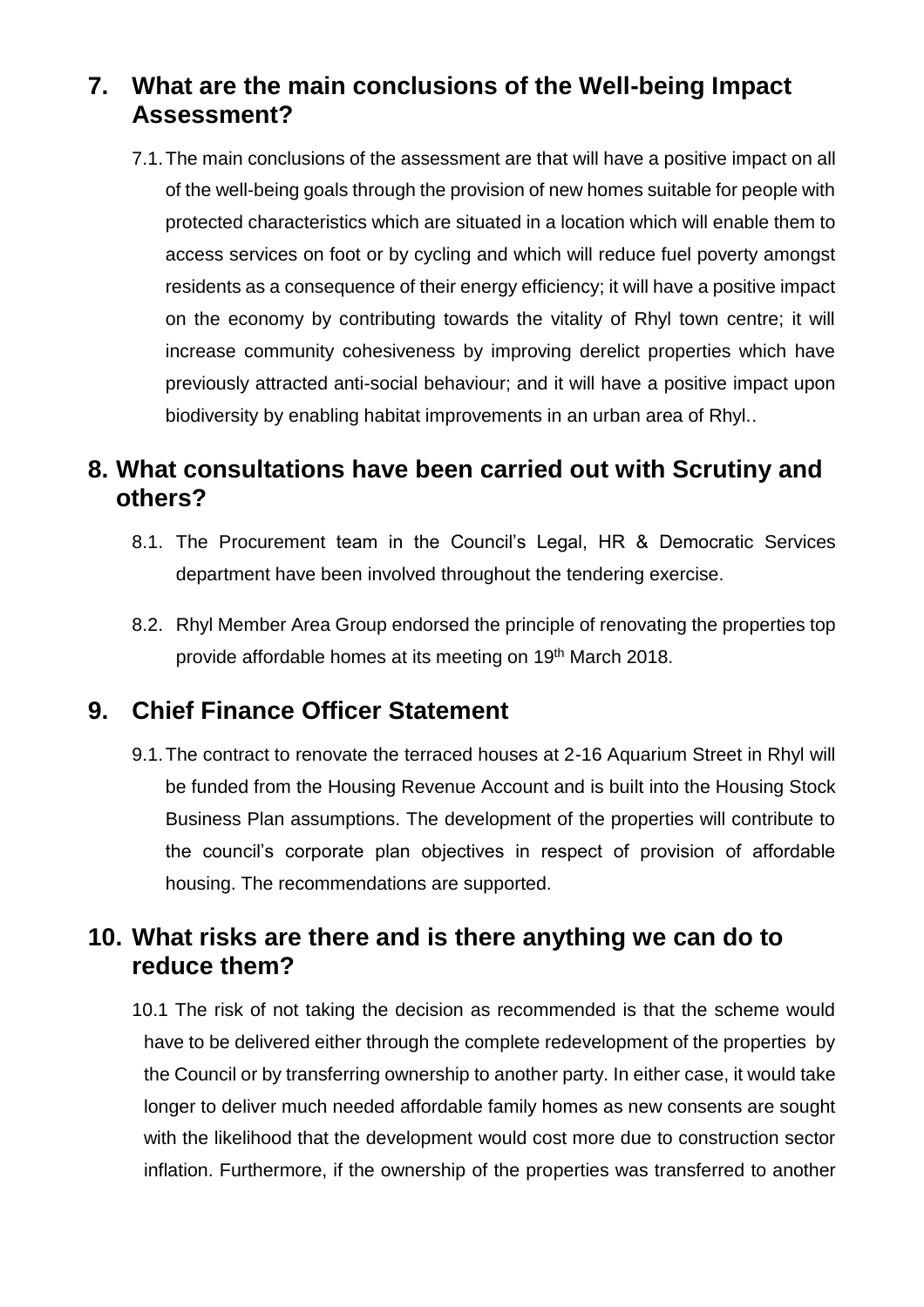## 7. What are the main conclusions of the Well-being Impact Assessment?

7.1. The main conclusions of the assessment are that will have a positive impact on all of the well-being goals through the provision of new homes suitable for people with protected characteristics which are situated in a location which will enable them to access services on foot or by cycling and which will reduce fuel poverty amongst residents as a consequence of their energy efficiency; it will have a positive impact on the economy by contributing towards the vitality of Rhyl town centre; it will increase community cohesiveness by improving derelict properties which have previously attracted anti-social behaviour; and it will have a positive impact upon biodiversity by enabling habitat improvements in an urban area of Rhyl..

## 8. What consultations have been carried out with Scrutiny and others?

8.1. The Procurement team in the Council's Legal, HR & Democratic Services department have been involved throughout the tendering exercise.

8.2. Rhyl Member Area Group endorsed the principle of renovating the properties top provide affordable homes at its meeting on 19th March 2018.

## 9. Chief Finance Officer Statement

9.1. The contract to renovate the terraced houses at 2-16 Aquarium Street in Rhyl will be funded from the Housing Revenue Account and is built into the Housing Stock Business Plan assumptions. The development of the properties will contribute to the council's corporate plan objectives in respect of provision of affordable housing. The recommendations are supported.

## 10. What risks are there and is there anything we can do to reduce them?

10.1 The risk of not taking the decision as recommended is that the scheme would have to be delivered either through the complete redevelopment of the properties by the Council or by transferring ownership to another party. In either case, it would take longer to deliver much needed affordable family homes as new consents are sought with the likelihood that the development would cost more due to construction sector inflation. Furthermore, if the ownership of the properties was transferred to another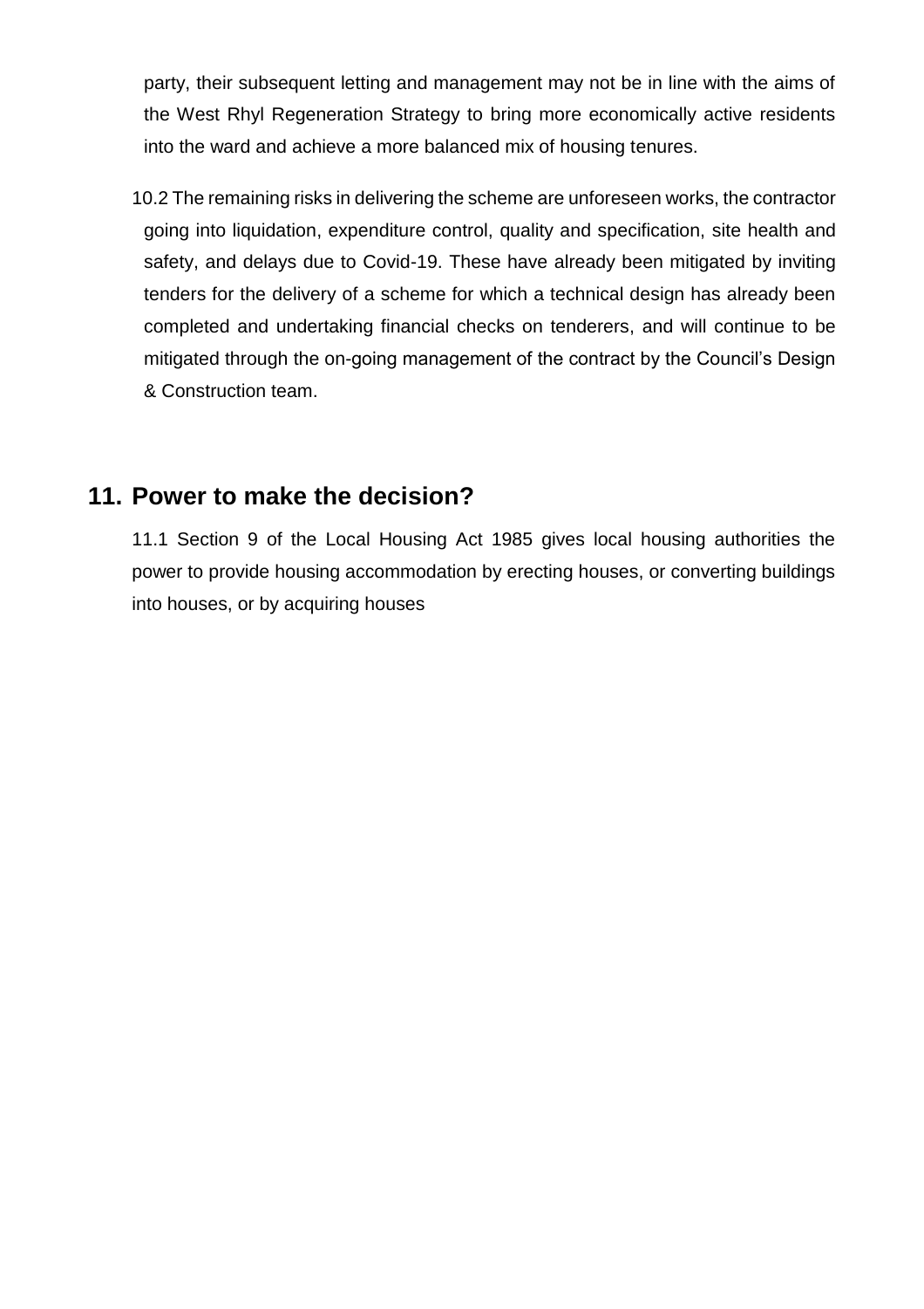party, their subsequent letting and management may not be in line with the aims of the West Rhyl Regeneration Strategy to bring more economically active residents into the ward and achieve a more balanced mix of housing tenures.

10.2 The remaining risks in delivering the scheme are unforeseen works, the contractor going into liquidation, expenditure control, quality and specification, site health and safety, and delays due to Covid-19. These have already been mitigated by inviting tenders for the delivery of a scheme for which a technical design has already been completed and undertaking financial checks on tenderers, and will continue to be mitigated through the on-going management of the contract by the Council's Design & Construction team.

## 11. Power to make the decision?

11.1 Section 9 of the Local Housing Act 1985 gives local housing authorities the power to provide housing accommodation by erecting houses, or converting buildings into houses, or by acquiring houses